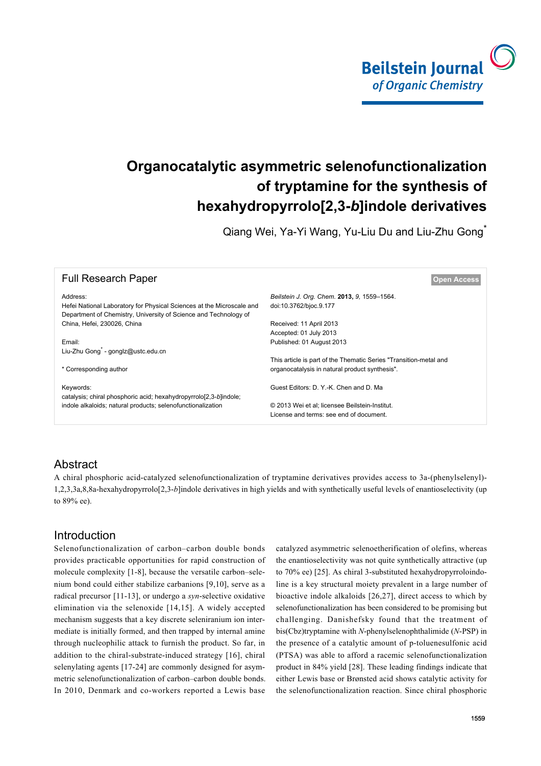# Organocatalytic asymmetric selenofunctionalization of tryptamine for the synthesis of hexahydropyrrolo[2,3-*b*]indole derivatives

Qiang Wei, Ya-Yi Wang, Yu-Liu Du and Liu-Zhu Gong*

Full Research Paper

Open Access

Address:
Hefei National Laboratory for Physical Sciences at the Microscale and Department of Chemistry, University of Science and Technology of China, Hefei, 230026, China

Email:
Liu-Zhu Gong* - gonglz@ustc.edu.cn

\* Corresponding author

Keywords:
catalysis; chiral phosphoric acid; hexahydropyrrolo[2,3-*b*]indole; indole alkaloids; natural products; selenofunctionalization

*Beilstein J. Org. Chem.* **2013,** *9,* 1559–1564.
doi:10.3762/bjoc.9.177

Received: 11 April 2013
Accepted: 01 July 2013
Published: 01 August 2013

This article is part of the Thematic Series "Transition-metal and organocatalysis in natural product synthesis".

Guest Editors: D. Y.-K. Chen and D. Ma

© 2013 Wei et al; licensee Beilstein-Institut.
License and terms: see end of document.

## Abstract

A chiral phosphoric acid-catalyzed selenofunctionalization of tryptamine derivatives provides access to 3a-(phenylselenyl)-1,2,3,3a,8,8a-hexahydropyrrolo[2,3-*b*]indole derivatives in high yields and with synthetically useful levels of enantioselectivity (up to 89% ee).

## Introduction

Selenofunctionalization of carbon–carbon double bonds provides practicable opportunities for rapid construction of molecule complexity [1-8], because the versatile carbon–selenium bond could either stabilize carbanions [9,10], serve as a radical precursor [11-13], or undergo a *syn*-selective oxidative elimination via the selenoxide [14,15]. A widely accepted mechanism suggests that a key discrete seleniranium ion intermediate is initially formed, and then trapped by internal amine through nucleophilic attack to furnish the product. So far, in addition to the chiral-substrate-induced strategy [16], chiral selenylating agents [17-24] are commonly designed for asymmetric selenofunctionalization of carbon–carbon double bonds. In 2010, Denmark and co-workers reported a Lewis base catalyzed asymmetric selenoetherification of olefins, whereas the enantioselectivity was not quite synthetically attractive (up to 70% ee) [25]. As chiral 3-substituted hexahydropyrroloindoline is a key structural moiety prevalent in a large number of bioactive indole alkaloids [26,27], direct access to which by selenofunctionalization has been considered to be promising but challenging. Danishefsky found that the treatment of bis(Cbz)tryptamine with *N*-phenylselenophthalimide (*N*-PSP) in the presence of a catalytic amount of p-toluenesulfonic acid (PTSA) was able to afford a racemic selenofunctionalization product in 84% yield [28]. These leading findings indicate that either Lewis base or Brønsted acid shows catalytic activity for the selenofunctionalization reaction. Since chiral phosphoric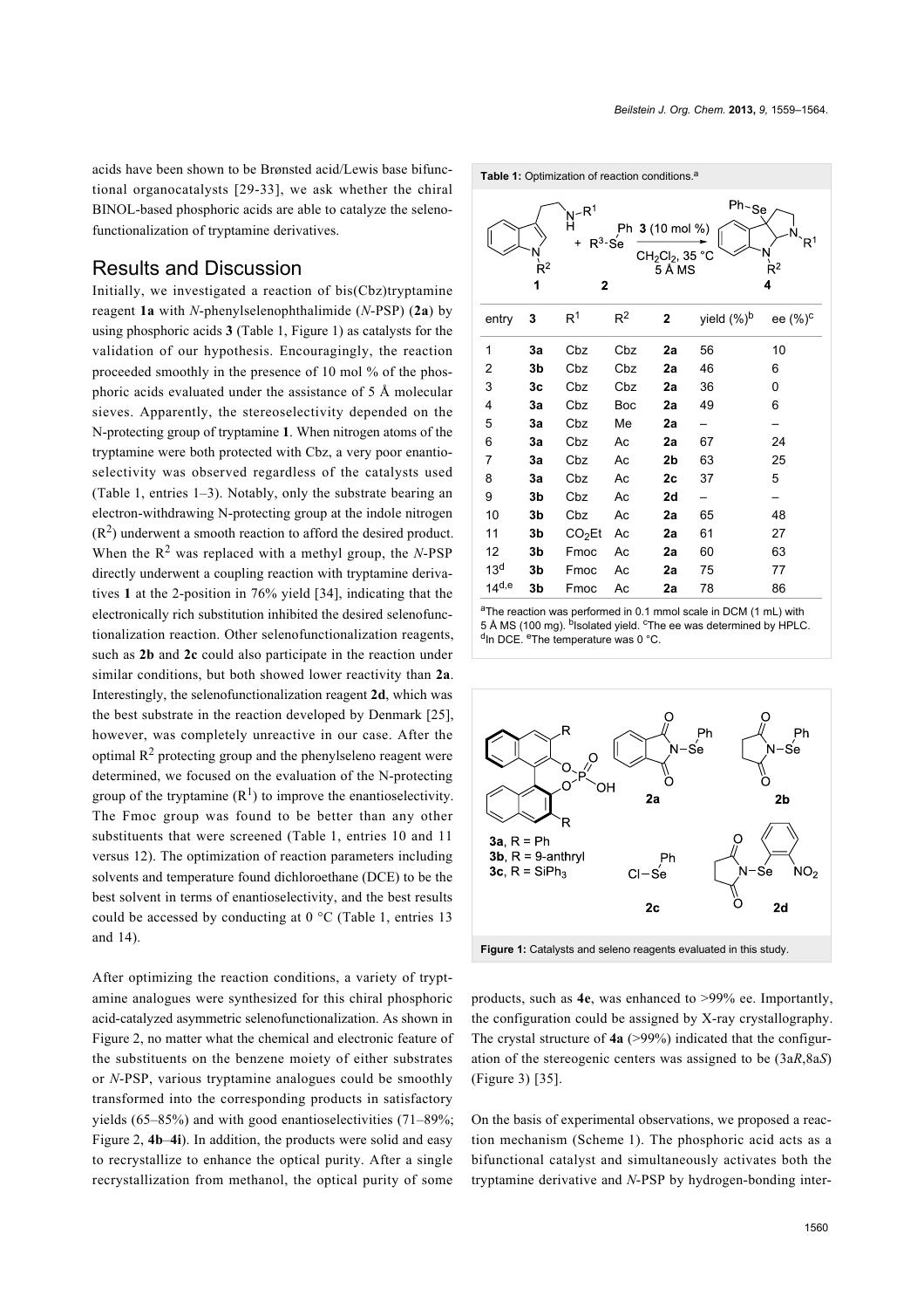acids have been shown to be Brønsted acid/Lewis base bifunctional organocatalysts [29-33], we ask whether the chiral BINOL-based phosphoric acids are able to catalyze the selenofunctionalization of tryptamine derivatives.

## Results and Discussion

Initially, we investigated a reaction of bis(Cbz)tryptamine reagent **1a** with *N*-phenylselenophthalimide (*N*-PSP) (**2a**) by using phosphoric acids **3** (Table 1, Figure 1) as catalysts for the validation of our hypothesis. Encouragingly, the reaction proceeded smoothly in the presence of 10 mol % of the phosphoric acids evaluated under the assistance of 5 Å molecular sieves. Apparently, the stereoselectivity depended on the N-protecting group of tryptamine **1**. When nitrogen atoms of the tryptamine were both protected with Cbz, a very poor enantioselectivity was observed regardless of the catalysts used (Table 1, entries 1–3). Notably, only the substrate bearing an electron-withdrawing N-protecting group at the indole nitrogen ($R^2$) underwent a smooth reaction to afford the desired product. When the $R^2$ was replaced with a methyl group, the *N*-PSP directly underwent a coupling reaction with tryptamine derivatives **1** at the 2-position in 76% yield [34], indicating that the electronically rich substitution inhibited the desired selenofunctionalization reaction. Other selenofunctionalization reagents, such as **2b** and **2c** could also participate in the reaction under similar conditions, but both showed lower reactivity than **2a**. Interestingly, the selenofunctionalization reagent **2d**, which was the best substrate in the reaction developed by Denmark [25], however, was completely unreactive in our case. After the optimal $R^2$ protecting group and the phenylseleno reagent were determined, we focused on the evaluation of the N-protecting group of the tryptamine ($R^1$) to improve the enantioselectivity. The Fmoc group was found to be better than any other substituents that were screened (Table 1, entries 10 and 11 versus 12). The optimization of reaction parameters including solvents and temperature found dichloroethane (DCE) to be the best solvent in terms of enantioselectivity, and the best results could be accessed by conducting at 0 °C (Table 1, entries 13 and 14).

**Table 1:** Optimization of reaction conditions.[a]

| entry | 3 | $R^1$ | $R^2$ | 2 | yield (%)[b] | ee (%)[c] |
|---|---|---|---|---|---|---|
| 1 | 3a | Cbz | Cbz | 2a | 56 | 10 |
| 2 | 3b | Cbz | Cbz | 2a | 46 | 6 |
| 3 | 3c | Cbz | Cbz | 2a | 36 | 0 |
| 4 | 3a | Cbz | Boc | 2a | 49 | 6 |
| 5 | 3a | Cbz | Me | 2a | – | – |
| 6 | 3a | Cbz | Ac | 2a | 67 | 24 |
| 7 | 3a | Cbz | Ac | 2b | 63 | 25 |
| 8 | 3a | Cbz | Ac | 2c | 37 | 5 |
| 9 | 3b | Cbz | Ac | 2d | – | – |
| 10 | 3b | Cbz | Ac | 2a | 65 | 48 |
| 11 | 3b | $CO_2Et$ | Ac | 2a | 61 | 27 |
| 12 | 3b | Fmoc | Ac | 2a | 60 | 63 |
| 13[d] | 3b | Fmoc | Ac | 2a | 75 | 77 |
| 14[d,e] | 3b | Fmoc | Ac | 2a | 78 | 86 |

[a]The reaction was performed in 0.1 mmol scale in DCM (1 mL) with 5 Å MS (100 mg). [b]Isolated yield. [c]The ee was determined by HPLC. [d]In DCE. [e]The temperature was 0 °C.

**Figure 1:** Catalysts and seleno reagents evaluated in this study.

After optimizing the reaction conditions, a variety of tryptamine analogues were synthesized for this chiral phosphoric acid-catalyzed asymmetric selenofunctionalization. As shown in Figure 2, no matter what the chemical and electronic feature of the substituents on the benzene moiety of either substrates or *N*-PSP, various tryptamine analogues could be smoothly transformed into the corresponding products in satisfactory yields (65–85%) and with good enantioselectivities (71–89%; Figure 2, **4b**–**4i**). In addition, the products were solid and easy to recrystallize to enhance the optical purity. After a single recrystallization from methanol, the optical purity of some products, such as **4e**, was enhanced to >99% ee. Importantly, the configuration could be assigned by X-ray crystallography. The crystal structure of **4a** (>99%) indicated that the configuration of the stereogenic centers was assigned to be (3a*R*,8a*S*) (Figure 3) [35].

On the basis of experimental observations, we proposed a reaction mechanism (Scheme 1). The phosphoric acid acts as a bifunctional catalyst and simultaneously activates both the tryptamine derivative and *N*-PSP by hydrogen-bonding inter-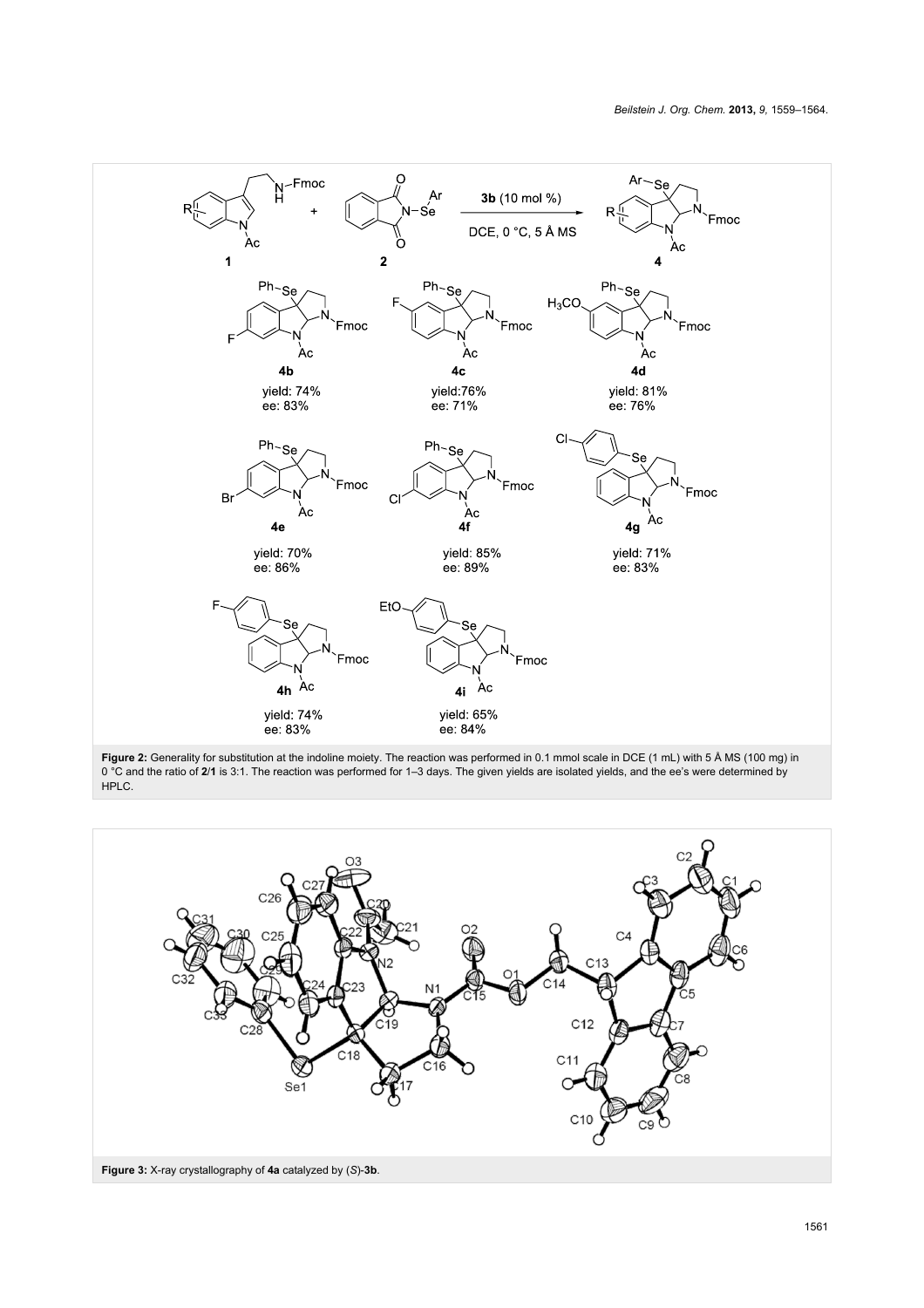Figure 2: Generality for substitution at the indoline moiety. The reaction was performed in 0.1 mmol scale in DCE (1 mL) with 5 Å MS (100 mg) in 0 °C and the ratio of **2**/**1** is 3:1. The reaction was performed for 1–3 days. The given yields are isolated yields, and the ee's were determined by HPLC.

Figure 3: X-ray crystallography of **4a** catalyzed by (*S*)-**3b**.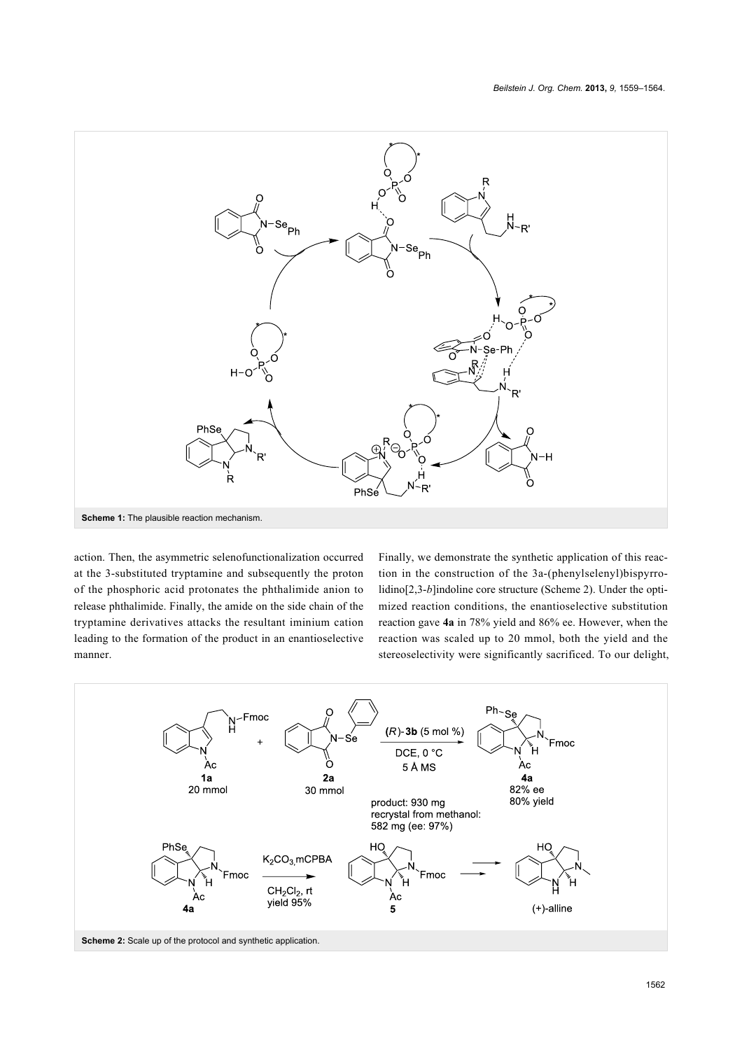**Scheme 1:** The plausible reaction mechanism.

action. Then, the asymmetric selenofunctionalization occurred at the 3-substituted tryptamine and subsequently the proton of the phosphoric acid protonates the phthalimide anion to release phthalimide. Finally, the amide on the side chain of the tryptamine derivatives attacks the resultant iminium cation leading to the formation of the product in an enantioselective manner.

Finally, we demonstrate the synthetic application of this reaction in the construction of the 3a-(phenylselenyl)bispyrrolidino[2,3-*b*]indoline core structure (Scheme 2). Under the optimized reaction conditions, the enantioselective substitution reaction gave **4a** in 78% yield and 86% ee. However, when the reaction was scaled up to 20 mmol, both the yield and the stereoselectivity were significantly sacrificed. To our delight,

**Scheme 2:** Scale up of the protocol and synthetic application.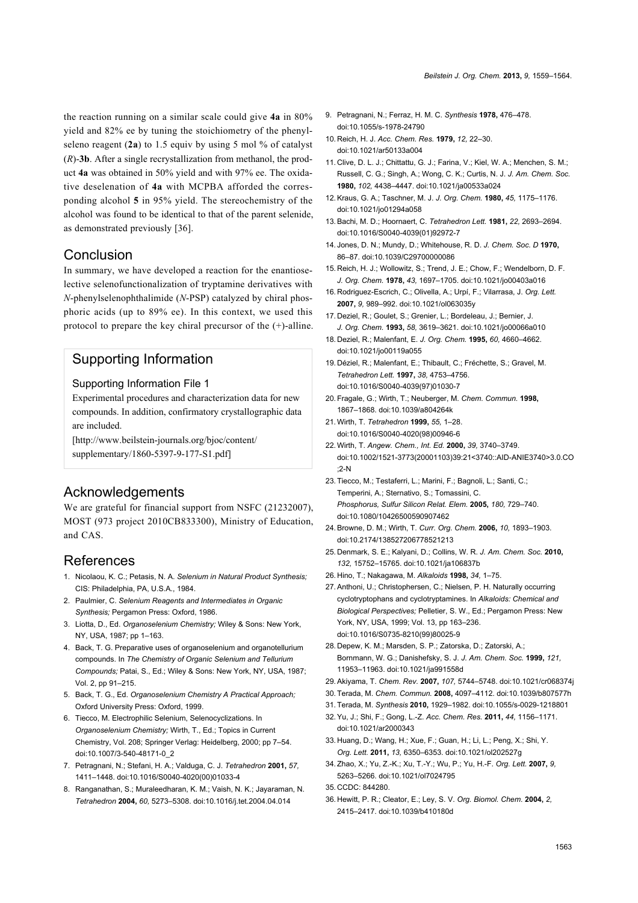the reaction running on a similar scale could give **4a** in 80% yield and 82% ee by tuning the stoichiometry of the phenylseleno reagent (**2a**) to 1.5 equiv by using 5 mol % of catalyst (*R*)-**3b**. After a single recrystallization from methanol, the product **4a** was obtained in 50% yield and with 97% ee. The oxidative deselenation of **4a** with MCPBA afforded the corresponding alcohol **5** in 95% yield. The stereochemistry of the alcohol was found to be identical to that of the parent selenide, as demonstrated previously [36].

## Conclusion

In summary, we have developed a reaction for the enantioselective selenofunctionalization of tryptamine derivatives with *N*-phenylselenophthalimide (*N*-PSP) catalyzed by chiral phosphoric acids (up to 89% ee). In this context, we used this protocol to prepare the key chiral precursor of the (+)-alline.

## Supporting Information

### Supporting Information File 1

Experimental procedures and characterization data for new compounds. In addition, confirmatory crystallographic data are included.

[http://www.beilstein-journals.org/bjoc/content/supplementary/1860-5397-9-177-S1.pdf]

## Acknowledgements

We are grateful for financial support from NSFC (21232007), MOST (973 project 2010CB833300), Ministry of Education, and CAS.

## References

1. Nicolaou, K. C.; Petasis, N. A. *Selenium in Natural Product Synthesis;* CIS: Philadelphia, PA, U.S.A., 1984.
2. Paulmier, C. *Selenium Reagents and Intermediates in Organic Synthesis;* Pergamon Press: Oxford, 1986.
3. Liotta, D., Ed. *Organoselenium Chemistry;* Wiley & Sons: New York, NY, USA, 1987; pp 1–163.
4. Back, T. G. Preparative uses of organoselenium and organotellurium compounds. In *The Chemistry of Organic Selenium and Tellurium Compounds;* Patai, S., Ed.; Wiley & Sons: New York, NY, USA, 1987; Vol. 2, pp 91–215.
5. Back, T. G., Ed. *Organoselenium Chemistry A Practical Approach;* Oxford University Press: Oxford, 1999.
6. Tiecco, M. Electrophilic Selenium, Selenocyclizations. In *Organoselenium Chemistry;* Wirth, T., Ed.; Topics in Current Chemistry, Vol. 208; Springer Verlag: Heidelberg, 2000; pp 7–54. doi:10.1007/3-540-48171-0_2
7. Petragnani, N.; Stefani, H. A.; Valduga, C. J. *Tetrahedron* **2001,** *57,* 1411–1448. doi:10.1016/S0040-4020(00)01033-4
8. Ranganathan, S.; Muraleedharan, K. M.; Vaish, N. K.; Jayaraman, N. *Tetrahedron* **2004,** *60,* 5273–5308. doi:10.1016/j.tet.2004.04.014
9. Petragnani, N.; Ferraz, H. M. C. *Synthesis* **1978,** 476–478. doi:10.1055/s-1978-24790
10. Reich, H. J. *Acc. Chem. Res.* **1979,** *12,* 22–30. doi:10.1021/ar50133a004
11. Clive, D. L. J.; Chittattu, G. J.; Farina, V.; Kiel, W. A.; Menchen, S. M.; Russell, C. G.; Singh, A.; Wong, C. K.; Curtis, N. J. *J. Am. Chem. Soc.* **1980,** *102,* 4438–4447. doi:10.1021/ja00533a024
12. Kraus, G. A.; Taschner, M. J. *J. Org. Chem.* **1980,** *45,* 1175–1176. doi:10.1021/jo01294a058
13. Bachi, M. D.; Hoornaert, C. *Tetrahedron Lett.* **1981,** *22,* 2693–2694. doi:10.1016/S0040-4039(01)92972-7
14. Jones, D. N.; Mundy, D.; Whitehouse, R. D. *J. Chem. Soc. D* **1970,** 86–87. doi:10.1039/C29700000086
15. Reich, H. J.; Wollowitz, S.; Trend, J. E.; Chow, F.; Wendelborn, D. F. *J. Org. Chem.* **1978,** *43,* 1697–1705. doi:10.1021/jo00403a016
16. Rodriguez-Escrich, C.; Olivella, A.; Urpí, F.; Vilarrasa, J. *Org. Lett.* **2007,** *9,* 989–992. doi:10.1021/ol063035y
17. Deziel, R.; Goulet, S.; Grenier, L.; Bordeleau, J.; Bernier, J. *J. Org. Chem.* **1993,** *58,* 3619–3621. doi:10.1021/jo00066a010
18. Deziel, R.; Malenfant, E. *J. Org. Chem.* **1995,** *60,* 4660–4662. doi:10.1021/jo00119a055
19. Déziel, R.; Malenfant, E.; Thibault, C.; Fréchette, S.; Gravel, M. *Tetrahedron Lett.* **1997,** *38,* 4753–4756. doi:10.1016/S0040-4039(97)01030-7
20. Fragale, G.; Wirth, T.; Neuberger, M. *Chem. Commun.* **1998,** 1867–1868. doi:10.1039/a804264k
21. Wirth, T. *Tetrahedron* **1999,** *55,* 1–28. doi:10.1016/S0040-4020(98)00946-6
22. Wirth, T. *Angew. Chem., Int. Ed.* **2000,** *39,* 3740–3749. doi:10.1002/1521-3773(20001103)39:21<3740::AID-ANIE3740>3.0.CO;2-N
23. Tiecco, M.; Testaferri, L.; Marini, F.; Bagnoli, L.; Santi, C.; Temperini, A.; Sternativo, S.; Tomassini, C. *Phosphorus, Sulfur Silicon Relat. Elem.* **2005,** *180,* 729–740. doi:10.1080/10426500590907462
24. Browne, D. M.; Wirth, T. *Curr. Org. Chem.* **2006,** *10,* 1893–1903. doi:10.2174/138527206778521213
25. Denmark, S. E.; Kalyani, D.; Collins, W. R. *J. Am. Chem. Soc.* **2010,** *132,* 15752–15765. doi:10.1021/ja106837b
26. Hino, T.; Nakagawa, M. *Alkaloids* **1998,** *34,* 1–75.
27. Anthoni, U.; Christophersen, C.; Nielsen, P. H. Naturally occurring cyclotryptophans and cyclotryptamines. In *Alkaloids: Chemical and Biological Perspectives;* Pelletier, S. W., Ed.; Pergamon Press: New York, NY, USA, 1999; Vol. 13, pp 163–236. doi:10.1016/S0735-8210(99)80025-9
28. Depew, K. M.; Marsden, S. P.; Zatorska, D.; Zatorski, A.; Bornmann, W. G.; Danishefsky, S. J. *J. Am. Chem. Soc.* **1999,** *121,* 11953–11963. doi:10.1021/ja991558d
29. Akiyama, T. *Chem. Rev.* **2007,** *107,* 5744–5748. doi:10.1021/cr068374j
30. Terada, M. *Chem. Commun.* **2008,** 4097–4112. doi:10.1039/b807577h
31. Terada, M. *Synthesis* **2010,** 1929–1982. doi:10.1055/s-0029-1218801
32. Yu, J.; Shi, F.; Gong, L.-Z. *Acc. Chem. Res.* **2011,** *44,* 1156–1171. doi:10.1021/ar2000343
33. Huang, D.; Wang, H.; Xue, F.; Guan, H.; Li, L.; Peng, X.; Shi, Y. *Org. Lett.* **2011,** *13,* 6350–6353. doi:10.1021/ol202527g
34. Zhao, X.; Yu, Z.-K.; Xu, T.-Y.; Wu, P.; Yu, H.-F. *Org. Lett.* **2007,** *9,* 5263–5266. doi:10.1021/ol7024795
35. CCDC: 844280.
36. Hewitt, P. R.; Cleator, E.; Ley, S. V. *Org. Biomol. Chem.* **2004,** *2,* 2415–2417. doi:10.1039/b410180d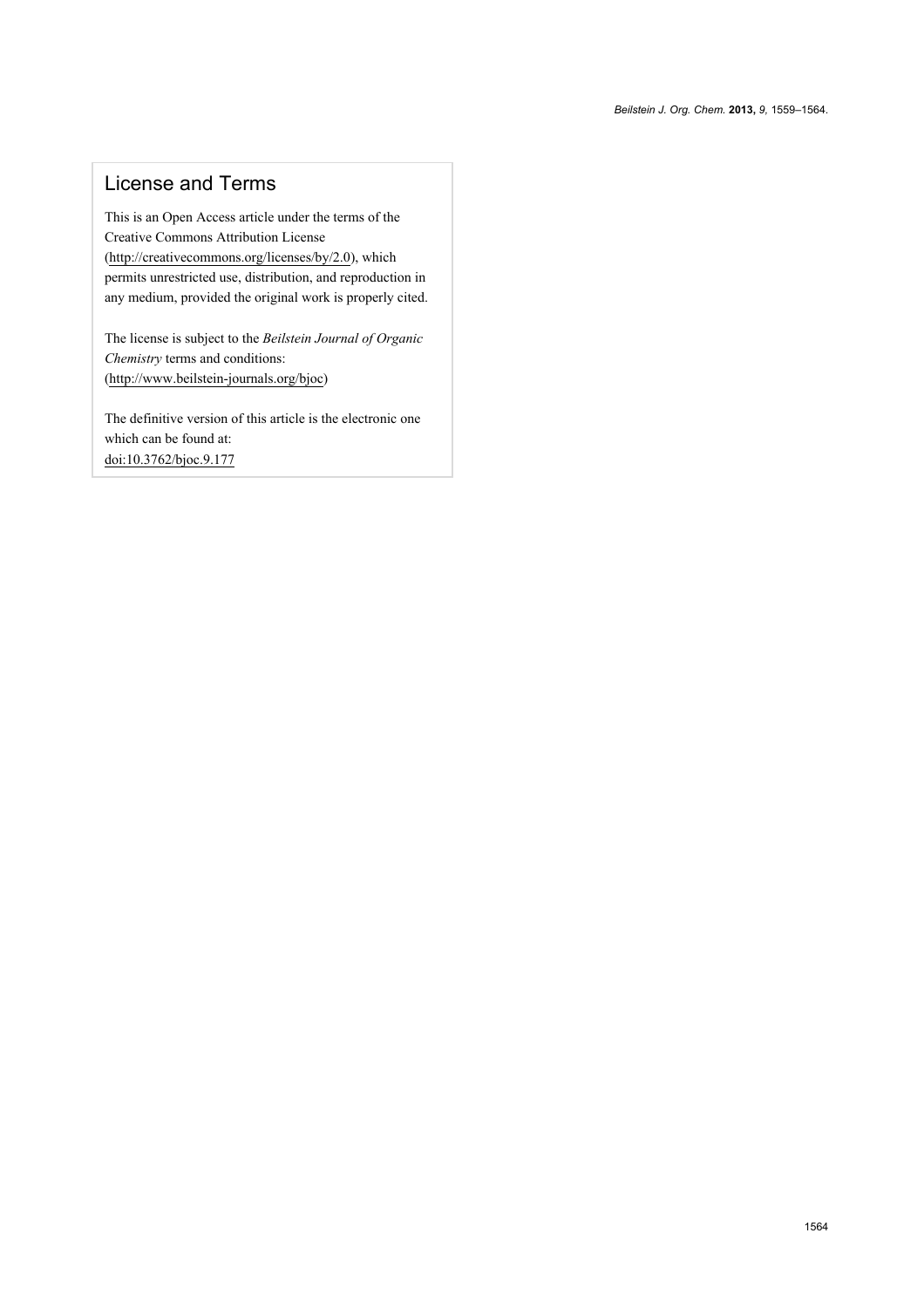## License and Terms

This is an Open Access article under the terms of the Creative Commons Attribution License (http://creativecommons.org/licenses/by/2.0), which permits unrestricted use, distribution, and reproduction in any medium, provided the original work is properly cited.

The license is subject to the *Beilstein Journal of Organic Chemistry* terms and conditions: (http://www.beilstein-journals.org/bjoc)

The definitive version of this article is the electronic one which can be found at: doi:10.3762/bjoc.9.177